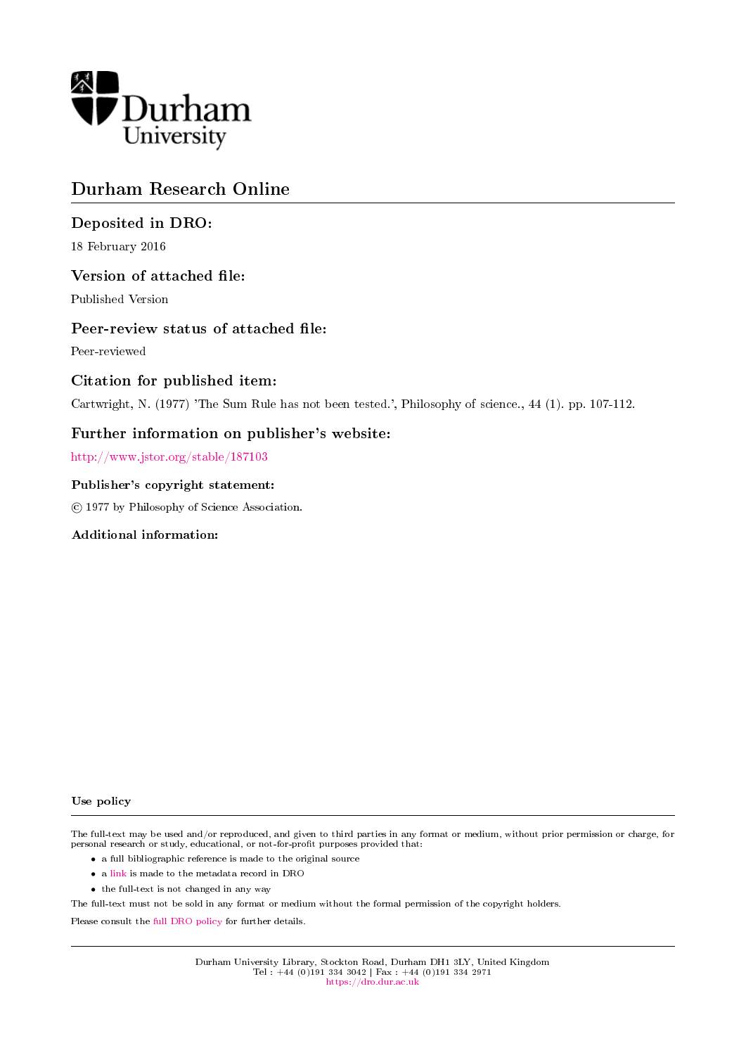Durham University

# Durham Research Online

## Deposited in DRO:

18 February 2016

## Version of attached file:

Published Version

## Peer-review status of attached file:

Peer-reviewed

## Citation for published item:

Cartwright, N. (1977) 'The Sum Rule has not been tested.', Philosophy of science., 44 (1). pp. 107-112.

## Further information on publisher's website:

http://www.jstor.org/stable/187103

### Publisher's copyright statement:

© 1977 by Philosophy of Science Association.

### Additional information:

### Use policy

The full-text may be used and/or reproduced, and given to third parties in any format or medium, without prior permission or charge, for personal research or study, educational, or not-for-profit purposes provided that:

- a full bibliographic reference is made to the original source
- a link is made to the metadata record in DRO
- the full-text is not changed in any way

The full-text must not be sold in any format or medium without the formal permission of the copyright holders.

Please consult the full DRO policy for further details.

Durham University Library, Stockton Road, Durham DH1 3LY, United Kingdom
Tel : +44 (0)191 334 3042 | Fax : +44 (0)191 334 2971
https://dro.dur.ac.uk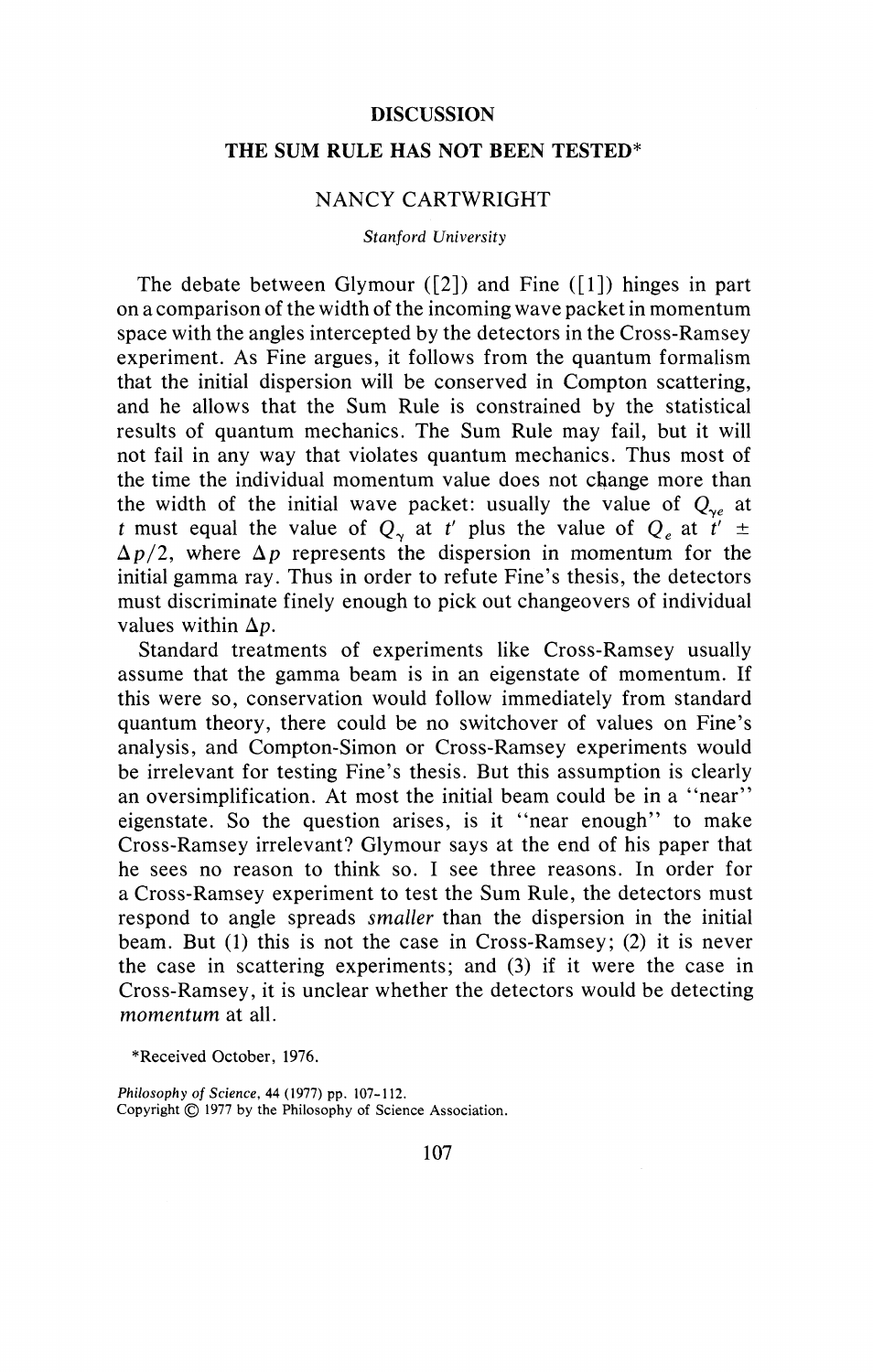**DISCUSSION**

# THE SUM RULE HAS NOT BEEN TESTED*

NANCY CARTWRIGHT

*Stanford University*

The debate between Glymour ([2]) and Fine ([1]) hinges in part on a comparison of the width of the incoming wave packet in momentum space with the angles intercepted by the detectors in the Cross-Ramsey experiment. As Fine argues, it follows from the quantum formalism that the initial dispersion will be conserved in Compton scattering, and he allows that the Sum Rule is constrained by the statistical results of quantum mechanics. The Sum Rule may fail, but it will not fail in any way that violates quantum mechanics. Thus most of the time the individual momentum value does not change more than the width of the initial wave packet: usually the value of $Q_{\gamma e}$ at $t$ must equal the value of $Q_{\gamma}$ at $t'$ plus the value of $Q_e$ at $t' \pm \Delta p/2$, where $\Delta p$ represents the dispersion in momentum for the initial gamma ray. Thus in order to refute Fine's thesis, the detectors must discriminate finely enough to pick out changeovers of individual values within $\Delta p$.

Standard treatments of experiments like Cross-Ramsey usually assume that the gamma beam is in an eigenstate of momentum. If this were so, conservation would follow immediately from standard quantum theory, there could be no switchover of values on Fine's analysis, and Compton-Simon or Cross-Ramsey experiments would be irrelevant for testing Fine's thesis. But this assumption is clearly an oversimplification. At most the initial beam could be in a "near" eigenstate. So the question arises, is it "near enough" to make Cross-Ramsey irrelevant? Glymour says at the end of his paper that he sees no reason to think so. I see three reasons. In order for a Cross-Ramsey experiment to test the Sum Rule, the detectors must respond to angle spreads *smaller* than the dispersion in the initial beam. But (1) this is not the case in Cross-Ramsey; (2) it is never the case in scattering experiments; and (3) if it were the case in Cross-Ramsey, it is unclear whether the detectors would be detecting *momentum* at all.

*Received October, 1976.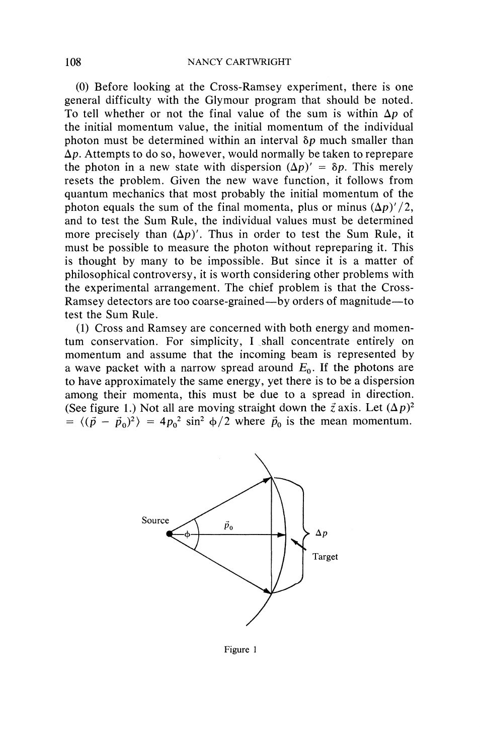(0) Before looking at the Cross-Ramsey experiment, there is one general difficulty with the Glymour program that should be noted. To tell whether or not the final value of the sum is within $\Delta p$ of the initial momentum value, the initial momentum of the individual photon must be determined within an interval $\delta p$ much smaller than $\Delta p$. Attempts to do so, however, would normally be taken to reprepare the photon in a new state with dispersion $(\Delta p)' = \delta p$. This merely resets the problem. Given the new wave function, it follows from quantum mechanics that most probably the initial momentum of the photon equals the sum of the final momenta, plus or minus $(\Delta p)'/2$, and to test the Sum Rule, the individual values must be determined more precisely than $(\Delta p)'$. Thus in order to test the Sum Rule, it must be possible to measure the photon without repreparing it. This is thought by many to be impossible. But since it is a matter of philosophical controversy, it is worth considering other problems with the experimental arrangement. The chief problem is that the Cross-Ramsey detectors are too coarse-grained—by orders of magnitude—to test the Sum Rule.

(1) Cross and Ramsey are concerned with both energy and momentum conservation. For simplicity, I shall concentrate entirely on momentum and assume that the incoming beam is represented by a wave packet with a narrow spread around $E_0$. If the photons are to have approximately the same energy, yet there is to be a dispersion among their momenta, this must be due to a spread in direction. (See figure 1.) Not all are moving straight down the $\vec{z}$ axis. Let $(\Delta p)^2 = \langle(\vec{p} - \vec{p}_0)^2\rangle = 4p_0^2 \sin^2 \phi/2$ where $\vec{p}_0$ is the mean momentum.

Figure 1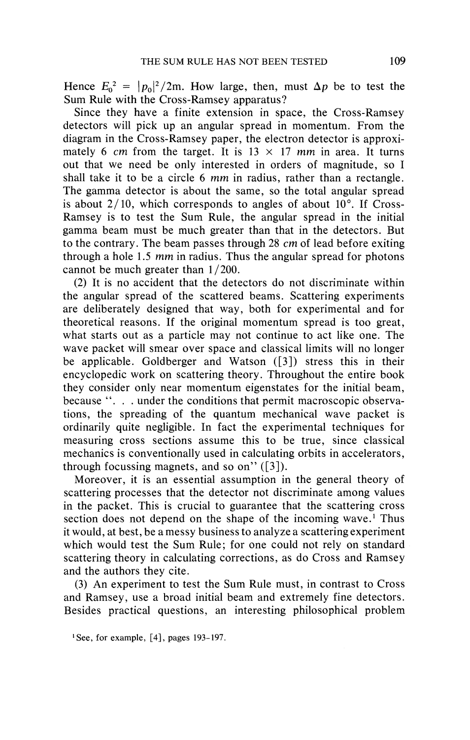Hence $E_0{}^2 = |p_0|^2/2m$. How large, then, must $\Delta p$ be to test the Sum Rule with the Cross-Ramsey apparatus?

Since they have a finite extension in space, the Cross-Ramsey detectors will pick up an angular spread in momentum. From the diagram in the Cross-Ramsey paper, the electron detector is approximately 6 *cm* from the target. It is 13 × 17 *mm* in area. It turns out that we need be only interested in orders of magnitude, so I shall take it to be a circle 6 *mm* in radius, rather than a rectangle. The gamma detector is about the same, so the total angular spread is about 2/10, which corresponds to angles of about 10°. If Cross-Ramsey is to test the Sum Rule, the angular spread in the initial gamma beam must be much greater than that in the detectors. But to the contrary. The beam passes through 28 *cm* of lead before exiting through a hole 1.5 *mm* in radius. Thus the angular spread for photons cannot be much greater than 1/200.

(2) It is no accident that the detectors do not discriminate within the angular spread of the scattered beams. Scattering experiments are deliberately designed that way, both for experimental and for theoretical reasons. If the original momentum spread is too great, what starts out as a particle may not continue to act like one. The wave packet will smear over space and classical limits will no longer be applicable. Goldberger and Watson ([3]) stress this in their encyclopedic work on scattering theory. Throughout the entire book they consider only near momentum eigenstates for the initial beam, because ". . . under the conditions that permit macroscopic observations, the spreading of the quantum mechanical wave packet is ordinarily quite negligible. In fact the experimental techniques for measuring cross sections assume this to be true, since classical mechanics is conventionally used in calculating orbits in accelerators, through focussing magnets, and so on" ([3]).

Moreover, it is an essential assumption in the general theory of scattering processes that the detector not discriminate among values in the packet. This is crucial to guarantee that the scattering cross section does not depend on the shape of the incoming wave.[1] Thus it would, at best, be a messy business to analyze a scattering experiment which would test the Sum Rule; for one could not rely on standard scattering theory in calculating corrections, as do Cross and Ramsey and the authors they cite.

(3) An experiment to test the Sum Rule must, in contrast to Cross and Ramsey, use a broad initial beam and extremely fine detectors. Besides practical questions, an interesting philosophical problem

[1] See, for example, [4], pages 193–197.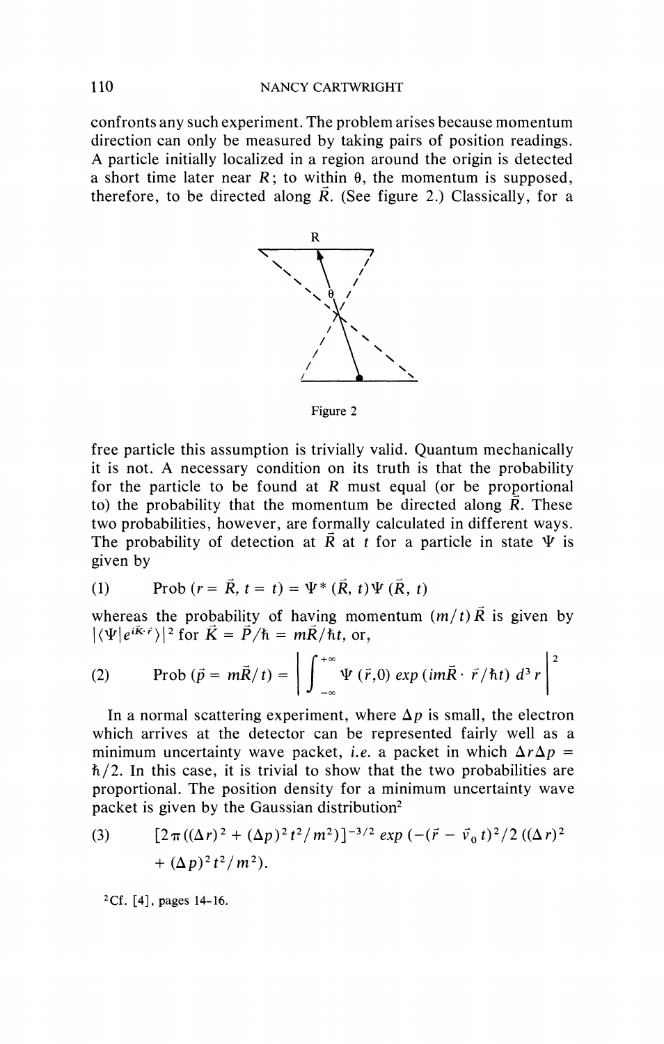confronts any such experiment. The problem arises because momentum direction can only be measured by taking pairs of position readings. A particle initially localized in a region around the origin is detected a short time later near $R$; to within $\theta$, the momentum is supposed, therefore, to be directed along $\vec{R}$. (See figure 2.) Classically, for a

Figure 2

free particle this assumption is trivially valid. Quantum mechanically it is not. A necessary condition on its truth is that the probability for the particle to be found at $R$ must equal (or be proportional to) the probability that the momentum be directed along $\vec{R}$. These two probabilities, however, are formally calculated in different ways. The probability of detection at $\vec{R}$ at $t$ for a particle in state $\Psi$ is given by

$$(1) \qquad \text{Prob}\,(r = \vec{R},\, t = t) = \Psi^*(\vec{R}, t)\Psi(\vec{R}, t)$$

whereas the probability of having momentum $(m/t)\vec{R}$ is given by $|\langle\Psi|e^{i\vec{K}\cdot\vec{r}}\rangle|^2$ for $\vec{K} = \vec{P}/\hbar = m\vec{R}/\hbar t$, or,

$$(2) \qquad \text{Prob}\,(\vec{p} = m\vec{R}/t) = \left| \int_{-\infty}^{+\infty} \Psi(\vec{r}, 0)\, exp\,(im\vec{R}\cdot\vec{r}/\hbar t)\, d^3 r \right|^2$$

In a normal scattering experiment, where $\Delta p$ is small, the electron which arrives at the detector can be represented fairly well as a minimum uncertainty wave packet, *i.e.* a packet in which $\Delta r \Delta p = \hbar/2$. In this case, it is trivial to show that the two probabilities are proportional. The position density for a minimum uncertainty wave packet is given by the Gaussian distribution[2]

$$(3) \qquad [2\pi((\Delta r)^2 + (\Delta p)^2 t^2/m^2)]^{-3/2}\, exp\,(-(\vec{r} - \vec{v}_0 t)^2/2\,((\Delta r)^2 + (\Delta p)^2 t^2/m^2).$$

[2] Cf. [4], pages 14–16.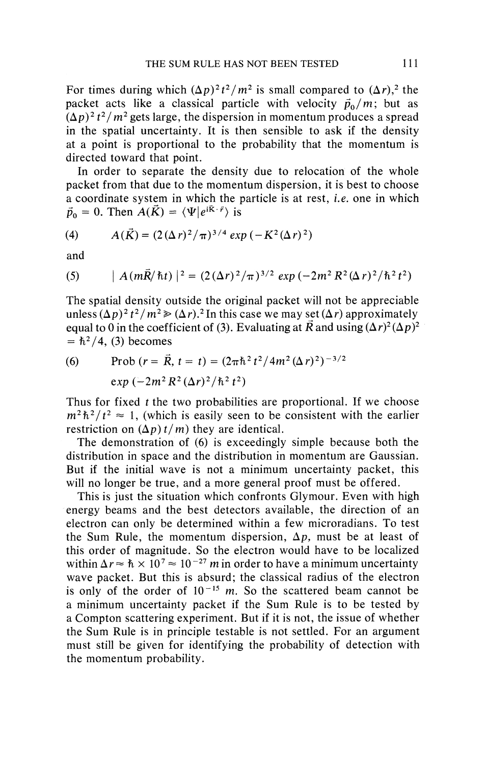For times during which $(\Delta p)^2 t^2/m^2$ is small compared to $(\Delta r)$,[2] the packet acts like a classical particle with velocity $\vec{p}_0/m$; but as $(\Delta p)^2 t^2/m^2$ gets large, the dispersion in momentum produces a spread in the spatial uncertainty. It is then sensible to ask if the density at a point is proportional to the probability that the momentum is directed toward that point.

In order to separate the density due to relocation of the whole packet from that due to the momentum dispersion, it is best to choose a coordinate system in which the particle is at rest, *i.e.* one in which $\vec{p}_0 = 0$. Then $A(\vec{K}) = \langle \Psi | e^{i\vec{K}\cdot\vec{r}} \rangle$ is

$$(4) \qquad A(\vec{K}) = (2(\Delta r)^2/\pi)^{3/4} \, exp\,(-K^2(\Delta r)^2)$$

and

$$(5) \qquad |\, A(m\vec{R}/\hbar t)\,|^2 = (2(\Delta r)^2/\pi)^{3/2} \, exp\,(-2m^2 R^2 (\Delta r)^2/\hbar^2 t^2)$$

The spatial density outside the original packet will not be appreciable unless $(\Delta p)^2 t^2/m^2 \gg (\Delta r)$.[2] In this case we may set $(\Delta r)$ approximately equal to 0 in the coefficient of (3). Evaluating at $\vec{R}$ and using $(\Delta r)^2(\Delta p)^2 = \hbar^2/4$, (3) becomes

$$(6) \qquad \text{Prob}\,(r = \vec{R},\, t = t) = (2\pi\hbar^2 t^2/4m^2(\Delta r)^2)^{-3/2} \, exp\,(-2m^2 R^2 (\Delta r)^2/\hbar^2 t^2)$$

Thus for fixed $t$ the two probabilities are proportional. If we choose $m^2\hbar^2/t^2 \approx 1$, (which is easily seen to be consistent with the earlier restriction on $(\Delta p)\,t/m$) they are identical.

The demonstration of (6) is exceedingly simple because both the distribution in space and the distribution in momentum are Gaussian. But if the initial wave is not a minimum uncertainty packet, this will no longer be true, and a more general proof must be offered.

This is just the situation which confronts Glymour. Even with high energy beams and the best detectors available, the direction of an electron can only be determined within a few microradians. To test the Sum Rule, the momentum dispersion, $\Delta p$, must be at least of this order of magnitude. So the electron would have to be localized within $\Delta r \approx \hbar \times 10^7 \approx 10^{-27}$ $m$ in order to have a minimum uncertainty wave packet. But this is absurd; the classical radius of the electron is only of the order of $10^{-15}$ $m$. So the scattered beam cannot be a minimum uncertainty packet if the Sum Rule is to be tested by a Compton scattering experiment. But if it is not, the issue of whether the Sum Rule is in principle testable is not settled. For an argument must still be given for identifying the probability of detection with the momentum probability.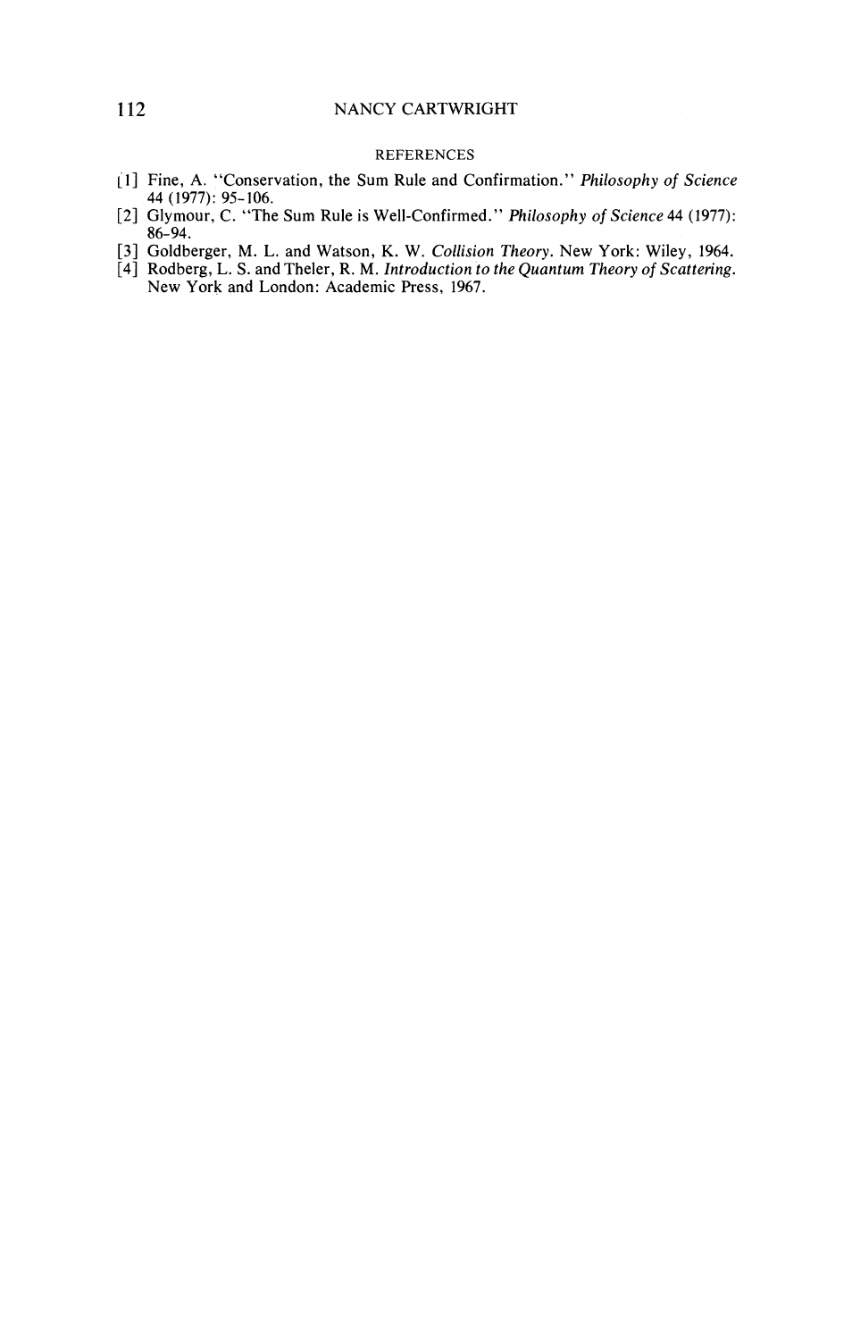## REFERENCES

[1] Fine, A. "Conservation, the Sum Rule and Confirmation." *Philosophy of Science* 44 (1977): 95–106.

[2] Glymour, C. "The Sum Rule is Well-Confirmed." *Philosophy of Science* 44 (1977): 86–94.

[3] Goldberger, M. L. and Watson, K. W. *Collision Theory*. New York: Wiley, 1964.

[4] Rodberg, L. S. and Theler, R. M. *Introduction to the Quantum Theory of Scattering*. New York and London: Academic Press, 1967.